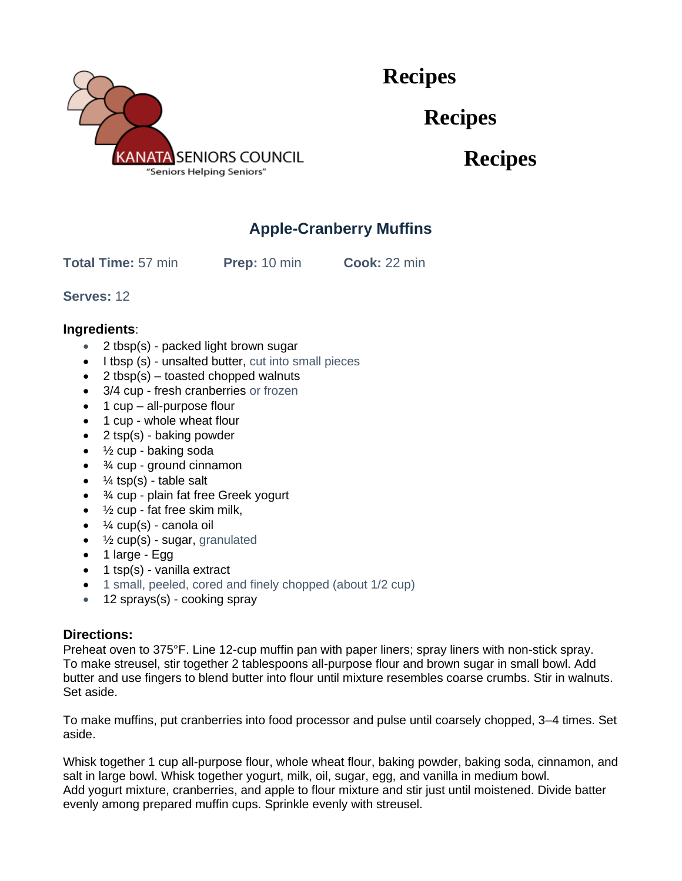KANATA SENIORS COUNCIL

"Seniors Helping Seniors"

# Recipes

# Recipes

# Recipes

## Apple-Cranberry Muffins

**Total Time:** 57 min **Prep:** 10 min **Cook:** 22 min

**Serves:** 12

**Ingredients**:

- 2 tbsp(s) - packed light brown sugar
- I tbsp (s) - unsalted butter, cut into small pieces
- 2 tbsp(s) – toasted chopped walnuts
- 3/4 cup - fresh cranberries or frozen
- 1 cup – all-purpose flour
- 1 cup - whole wheat flour
- 2 tsp(s) - baking powder
- ½ cup - baking soda
- ¾ cup - ground cinnamon
- ¼ tsp(s) - table salt
- ¾ cup - plain fat free Greek yogurt
- ½ cup - fat free skim milk,
- ¼ cup(s) - canola oil
- ½ cup(s) - sugar, granulated
- 1 large - Egg
- 1 tsp(s) - vanilla extract
- 1 small, peeled, cored and finely chopped (about 1/2 cup)
- 12 sprays(s) - cooking spray

**Directions:**

Preheat oven to 375°F. Line 12-cup muffin pan with paper liners; spray liners with non-stick spray. To make streusel, stir together 2 tablespoons all-purpose flour and brown sugar in small bowl. Add butter and use fingers to blend butter into flour until mixture resembles coarse crumbs. Stir in walnuts. Set aside.

To make muffins, put cranberries into food processor and pulse until coarsely chopped, 3–4 times. Set aside.

Whisk together 1 cup all-purpose flour, whole wheat flour, baking powder, baking soda, cinnamon, and salt in large bowl. Whisk together yogurt, milk, oil, sugar, egg, and vanilla in medium bowl. Add yogurt mixture, cranberries, and apple to flour mixture and stir just until moistened. Divide batter evenly among prepared muffin cups. Sprinkle evenly with streusel.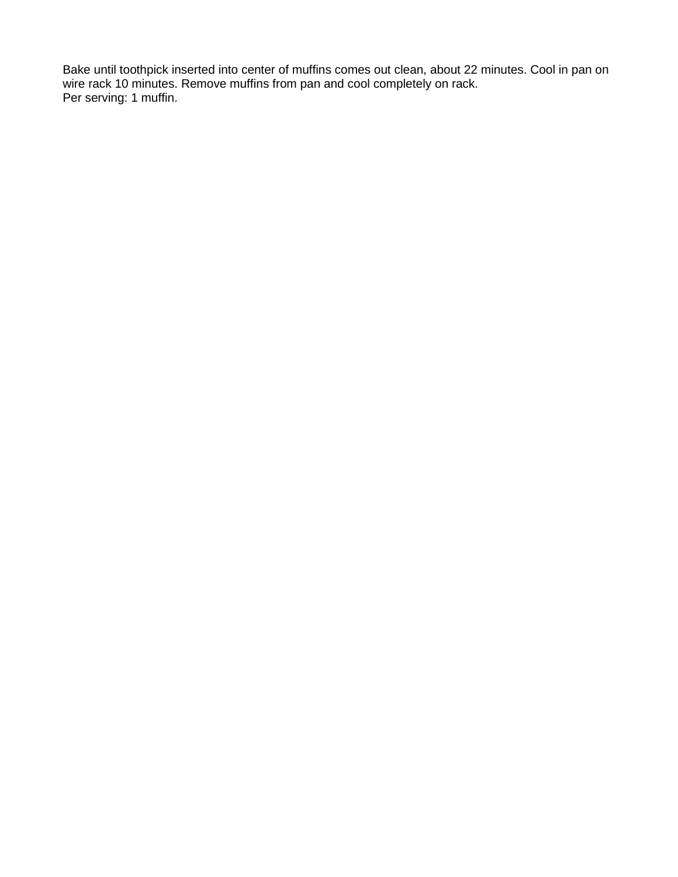Bake until toothpick inserted into center of muffins comes out clean, about 22 minutes. Cool in pan on wire rack 10 minutes. Remove muffins from pan and cool completely on rack.
Per serving: 1 muffin.